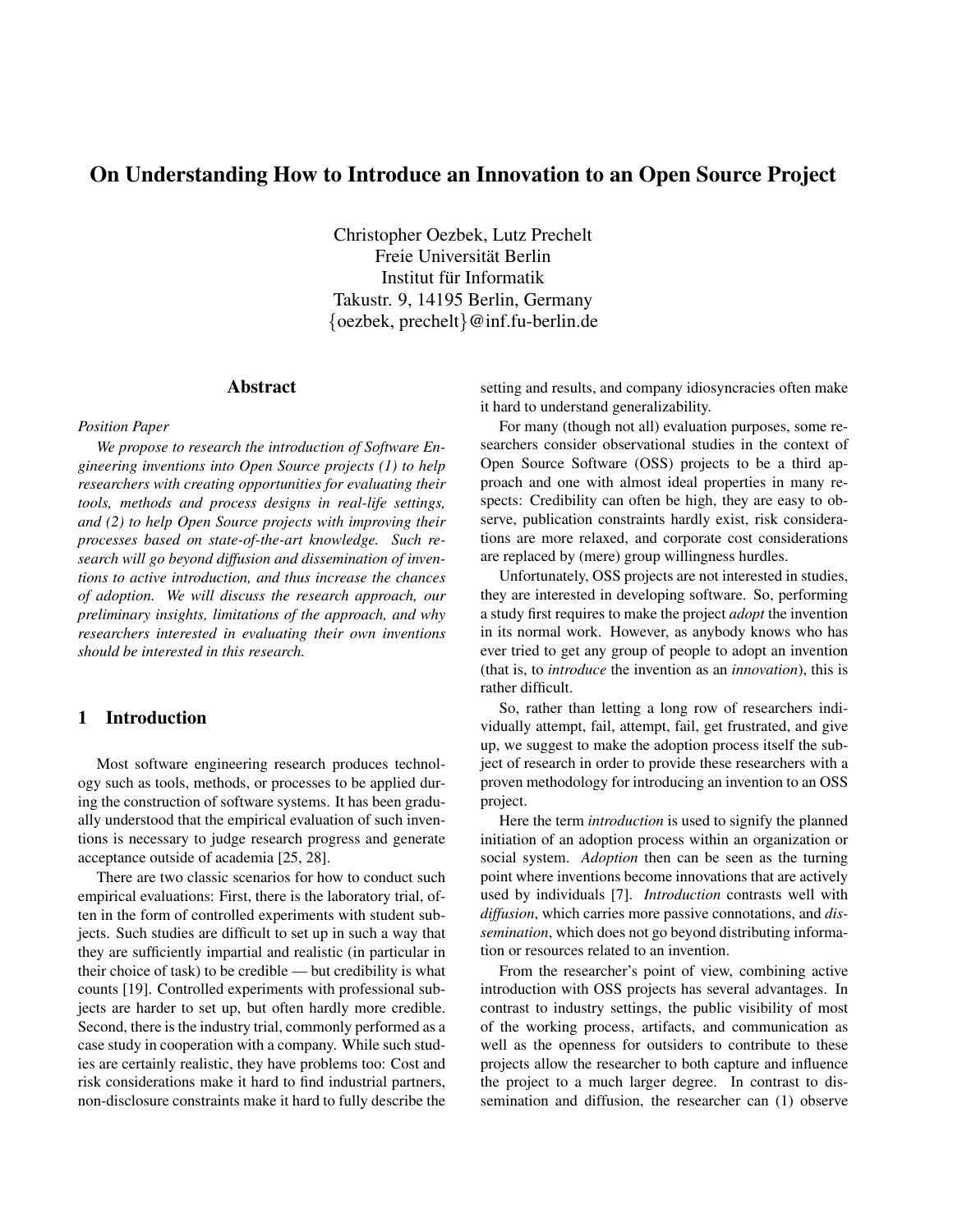# On Understanding How to Introduce an Innovation to an Open Source Project

Christopher Oezbek, Lutz Prechelt
Freie Universität Berlin
Institut für Informatik
Takustr. 9, 14195 Berlin, Germany
{oezbek, prechelt}@inf.fu-berlin.de

## Abstract

*Position Paper*

*We propose to research the introduction of Software Engineering inventions into Open Source projects (1) to help researchers with creating opportunities for evaluating their tools, methods and process designs in real-life settings, and (2) to help Open Source projects with improving their processes based on state-of-the-art knowledge. Such research will go beyond diffusion and dissemination of inventions to active introduction, and thus increase the chances of adoption. We will discuss the research approach, our preliminary insights, limitations of the approach, and why researchers interested in evaluating their own inventions should be interested in this research.*

## 1 Introduction

Most software engineering research produces technology such as tools, methods, or processes to be applied during the construction of software systems. It has been gradually understood that the empirical evaluation of such inventions is necessary to judge research progress and generate acceptance outside of academia [25, 28].

There are two classic scenarios for how to conduct such empirical evaluations: First, there is the laboratory trial, often in the form of controlled experiments with student subjects. Such studies are difficult to set up in such a way that they are sufficiently impartial and realistic (in particular in their choice of task) to be credible — but credibility is what counts [19]. Controlled experiments with professional subjects are harder to set up, but often hardly more credible. Second, there is the industry trial, commonly performed as a case study in cooperation with a company. While such studies are certainly realistic, they have problems too: Cost and risk considerations make it hard to find industrial partners, non-disclosure constraints make it hard to fully describe the setting and results, and company idiosyncracies often make it hard to understand generalizability.

For many (though not all) evaluation purposes, some researchers consider observational studies in the context of Open Source Software (OSS) projects to be a third approach and one with almost ideal properties in many respects: Credibility can often be high, they are easy to observe, publication constraints hardly exist, risk considerations are more relaxed, and corporate cost considerations are replaced by (mere) group willingness hurdles.

Unfortunately, OSS projects are not interested in studies, they are interested in developing software. So, performing a study first requires to make the project *adopt* the invention in its normal work. However, as anybody knows who has ever tried to get any group of people to adopt an invention (that is, to *introduce* the invention as an *innovation*), this is rather difficult.

So, rather than letting a long row of researchers individually attempt, fail, attempt, fail, get frustrated, and give up, we suggest to make the adoption process itself the subject of research in order to provide these researchers with a proven methodology for introducing an invention to an OSS project.

Here the term *introduction* is used to signify the planned initiation of an adoption process within an organization or social system. *Adoption* then can be seen as the turning point where inventions become innovations that are actively used by individuals [7]. *Introduction* contrasts well with *diffusion*, which carries more passive connotations, and *dissemination*, which does not go beyond distributing information or resources related to an invention.

From the researcher's point of view, combining active introduction with OSS projects has several advantages. In contrast to industry settings, the public visibility of most of the working process, artifacts, and communication as well as the openness for outsiders to contribute to these projects allow the researcher to both capture and influence the project to a much larger degree. In contrast to dissemination and diffusion, the researcher can (1) observe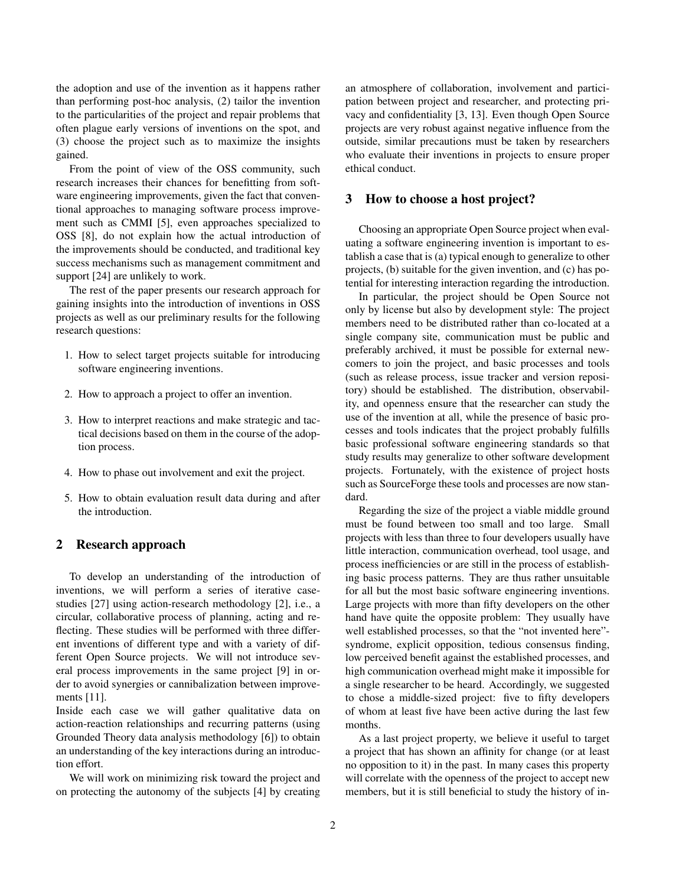the adoption and use of the invention as it happens rather than performing post-hoc analysis, (2) tailor the invention to the particularities of the project and repair problems that often plague early versions of inventions on the spot, and (3) choose the project such as to maximize the insights gained.

From the point of view of the OSS community, such research increases their chances for benefitting from software engineering improvements, given the fact that conventional approaches to managing software process improvement such as CMMI [5], even approaches specialized to OSS [8], do not explain how the actual introduction of the improvements should be conducted, and traditional key success mechanisms such as management commitment and support [24] are unlikely to work.

The rest of the paper presents our research approach for gaining insights into the introduction of inventions in OSS projects as well as our preliminary results for the following research questions:

1. How to select target projects suitable for introducing software engineering inventions.
2. How to approach a project to offer an invention.
3. How to interpret reactions and make strategic and tactical decisions based on them in the course of the adoption process.
4. How to phase out involvement and exit the project.
5. How to obtain evaluation result data during and after the introduction.

## 2 Research approach

To develop an understanding of the introduction of inventions, we will perform a series of iterative case-studies [27] using action-research methodology [2], i.e., a circular, collaborative process of planning, acting and reflecting. These studies will be performed with three different inventions of different type and with a variety of different Open Source projects. We will not introduce several process improvements in the same project [9] in order to avoid synergies or cannibalization between improvements [11].
Inside each case we will gather qualitative data on action-reaction relationships and recurring patterns (using Grounded Theory data analysis methodology [6]) to obtain an understanding of the key interactions during an introduction effort.

We will work on minimizing risk toward the project and on protecting the autonomy of the subjects [4] by creating an atmosphere of collaboration, involvement and participation between project and researcher, and protecting privacy and confidentiality [3, 13]. Even though Open Source projects are very robust against negative influence from the outside, similar precautions must be taken by researchers who evaluate their inventions in projects to ensure proper ethical conduct.

## 3 How to choose a host project?

Choosing an appropriate Open Source project when evaluating a software engineering invention is important to establish a case that is (a) typical enough to generalize to other projects, (b) suitable for the given invention, and (c) has potential for interesting interaction regarding the introduction.

In particular, the project should be Open Source not only by license but also by development style: The project members need to be distributed rather than co-located at a single company site, communication must be public and preferably archived, it must be possible for external newcomers to join the project, and basic processes and tools (such as release process, issue tracker and version repository) should be established. The distribution, observability, and openness ensure that the researcher can study the use of the invention at all, while the presence of basic processes and tools indicates that the project probably fulfills basic professional software engineering standards so that study results may generalize to other software development projects. Fortunately, with the existence of project hosts such as SourceForge these tools and processes are now standard.

Regarding the size of the project a viable middle ground must be found between too small and too large. Small projects with less than three to four developers usually have little interaction, communication overhead, tool usage, and process inefficiencies or are still in the process of establishing basic process patterns. They are thus rather unsuitable for all but the most basic software engineering inventions. Large projects with more than fifty developers on the other hand have quite the opposite problem: They usually have well established processes, so that the "not invented here"-syndrome, explicit opposition, tedious consensus finding, low perceived benefit against the established processes, and high communication overhead might make it impossible for a single researcher to be heard. Accordingly, we suggested to chose a middle-sized project: five to fifty developers of whom at least five have been active during the last few months.

As a last project property, we believe it useful to target a project that has shown an affinity for change (or at least no opposition to it) in the past. In many cases this property will correlate with the openness of the project to accept new members, but it is still beneficial to study the history of in-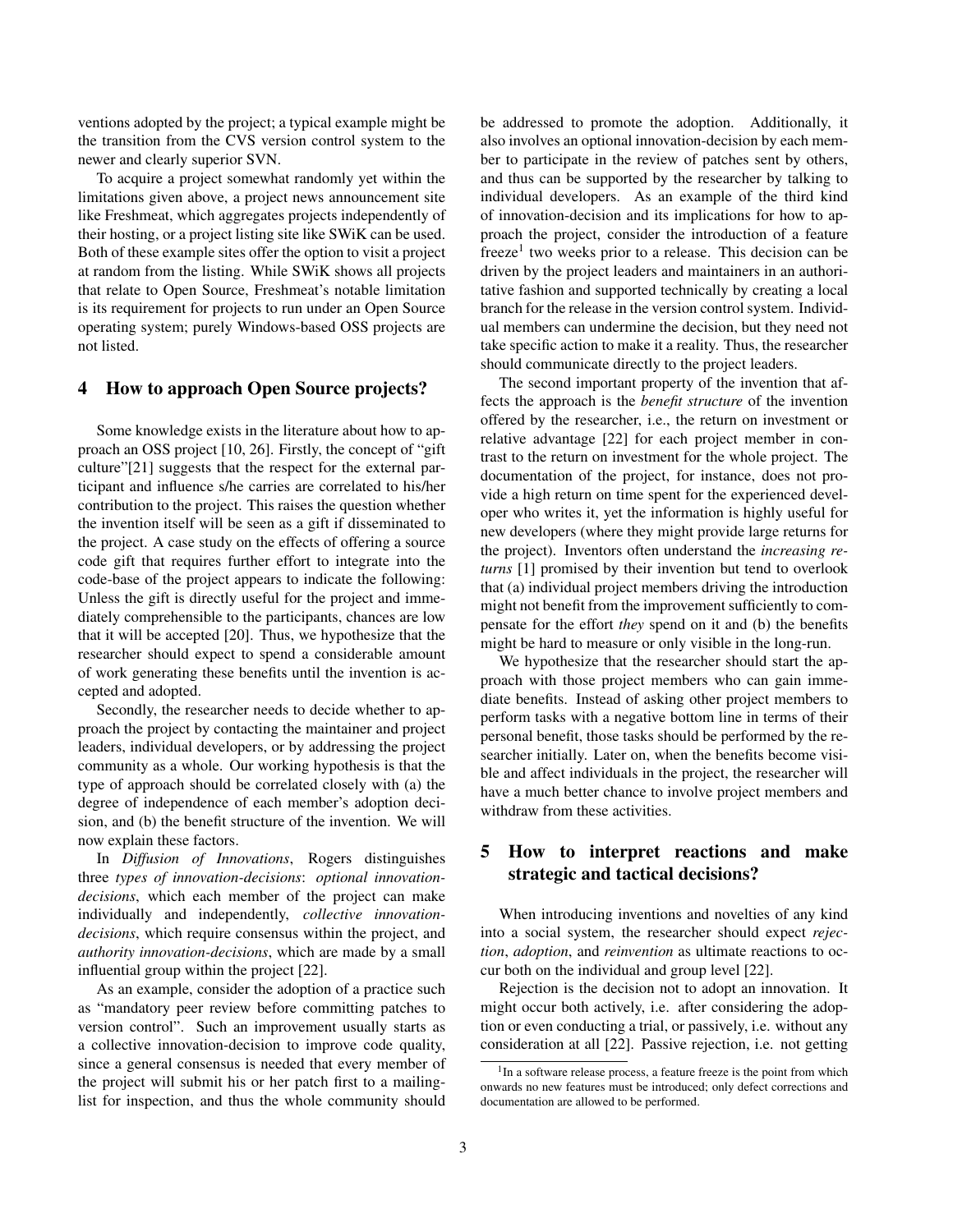ventions adopted by the project; a typical example might be the transition from the CVS version control system to the newer and clearly superior SVN.

To acquire a project somewhat randomly yet within the limitations given above, a project news announcement site like Freshmeat, which aggregates projects independently of their hosting, or a project listing site like SWiK can be used. Both of these example sites offer the option to visit a project at random from the listing. While SWiK shows all projects that relate to Open Source, Freshmeat's notable limitation is its requirement for projects to run under an Open Source operating system; purely Windows-based OSS projects are not listed.

## 4 How to approach Open Source projects?

Some knowledge exists in the literature about how to approach an OSS project [10, 26]. Firstly, the concept of "gift culture"[21] suggests that the respect for the external participant and influence s/he carries are correlated to his/her contribution to the project. This raises the question whether the invention itself will be seen as a gift if disseminated to the project. A case study on the effects of offering a source code gift that requires further effort to integrate into the code-base of the project appears to indicate the following: Unless the gift is directly useful for the project and immediately comprehensible to the participants, chances are low that it will be accepted [20]. Thus, we hypothesize that the researcher should expect to spend a considerable amount of work generating these benefits until the invention is accepted and adopted.

Secondly, the researcher needs to decide whether to approach the project by contacting the maintainer and project leaders, individual developers, or by addressing the project community as a whole. Our working hypothesis is that the type of approach should be correlated closely with (a) the degree of independence of each member's adoption decision, and (b) the benefit structure of the invention. We will now explain these factors.

In *Diffusion of Innovations*, Rogers distinguishes three *types of innovation-decisions*: *optional innovation-decisions*, which each member of the project can make individually and independently, *collective innovation-decisions*, which require consensus within the project, and *authority innovation-decisions*, which are made by a small influential group within the project [22].

As an example, consider the adoption of a practice such as "mandatory peer review before committing patches to version control". Such an improvement usually starts as a collective innovation-decision to improve code quality, since a general consensus is needed that every member of the project will submit his or her patch first to a mailing-list for inspection, and thus the whole community should be addressed to promote the adoption. Additionally, it also involves an optional innovation-decision by each member to participate in the review of patches sent by others, and thus can be supported by the researcher by talking to individual developers. As an example of the third kind of innovation-decision and its implications for how to approach the project, consider the introduction of a feature freeze[1] two weeks prior to a release. This decision can be driven by the project leaders and maintainers in an authoritative fashion and supported technically by creating a local branch for the release in the version control system. Individual members can undermine the decision, but they need not take specific action to make it a reality. Thus, the researcher should communicate directly to the project leaders.

The second important property of the invention that affects the approach is the *benefit structure* of the invention offered by the researcher, i.e., the return on investment or relative advantage [22] for each project member in contrast to the return on investment for the whole project. The documentation of the project, for instance, does not provide a high return on time spent for the experienced developer who writes it, yet the information is highly useful for new developers (where they might provide large returns for the project). Inventors often understand the *increasing returns* [1] promised by their invention but tend to overlook that (a) individual project members driving the introduction might not benefit from the improvement sufficiently to compensate for the effort *they* spend on it and (b) the benefits might be hard to measure or only visible in the long-run.

We hypothesize that the researcher should start the approach with those project members who can gain immediate benefits. Instead of asking other project members to perform tasks with a negative bottom line in terms of their personal benefit, those tasks should be performed by the researcher initially. Later on, when the benefits become visible and affect individuals in the project, the researcher will have a much better chance to involve project members and withdraw from these activities.

## 5 How to interpret reactions and make strategic and tactical decisions?

When introducing inventions and novelties of any kind into a social system, the researcher should expect *rejection*, *adoption*, and *reinvention* as ultimate reactions to occur both on the individual and group level [22].

Rejection is the decision not to adopt an innovation. It might occur both actively, i.e. after considering the adoption or even conducting a trial, or passively, i.e. without any consideration at all [22]. Passive rejection, i.e. not getting

[1] In a software release process, a feature freeze is the point from which onwards no new features must be introduced; only defect corrections and documentation are allowed to be performed.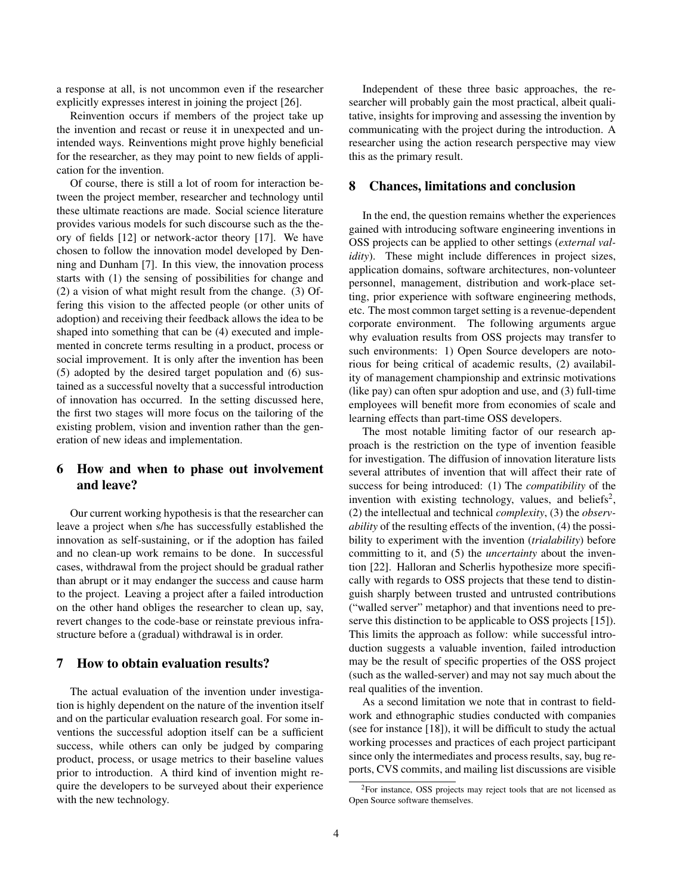a response at all, is not uncommon even if the researcher explicitly expresses interest in joining the project [26].

Reinvention occurs if members of the project take up the invention and recast or reuse it in unexpected and unintended ways. Reinventions might prove highly beneficial for the researcher, as they may point to new fields of application for the invention.

Of course, there is still a lot of room for interaction between the project member, researcher and technology until these ultimate reactions are made. Social science literature provides various models for such discourse such as the theory of fields [12] or network-actor theory [17]. We have chosen to follow the innovation model developed by Denning and Dunham [7]. In this view, the innovation process starts with (1) the sensing of possibilities for change and (2) a vision of what might result from the change. (3) Offering this vision to the affected people (or other units of adoption) and receiving their feedback allows the idea to be shaped into something that can be (4) executed and implemented in concrete terms resulting in a product, process or social improvement. It is only after the invention has been (5) adopted by the desired target population and (6) sustained as a successful novelty that a successful introduction of innovation has occurred. In the setting discussed here, the first two stages will more focus on the tailoring of the existing problem, vision and invention rather than the generation of new ideas and implementation.

## 6 How and when to phase out involvement and leave?

Our current working hypothesis is that the researcher can leave a project when s/he has successfully established the innovation as self-sustaining, or if the adoption has failed and no clean-up work remains to be done. In successful cases, withdrawal from the project should be gradual rather than abrupt or it may endanger the success and cause harm to the project. Leaving a project after a failed introduction on the other hand obliges the researcher to clean up, say, revert changes to the code-base or reinstate previous infrastructure before a (gradual) withdrawal is in order.

## 7 How to obtain evaluation results?

The actual evaluation of the invention under investigation is highly dependent on the nature of the invention itself and on the particular evaluation research goal. For some inventions the successful adoption itself can be a sufficient success, while others can only be judged by comparing product, process, or usage metrics to their baseline values prior to introduction. A third kind of invention might require the developers to be surveyed about their experience with the new technology.

Independent of these three basic approaches, the researcher will probably gain the most practical, albeit qualitative, insights for improving and assessing the invention by communicating with the project during the introduction. A researcher using the action research perspective may view this as the primary result.

## 8 Chances, limitations and conclusion

In the end, the question remains whether the experiences gained with introducing software engineering inventions in OSS projects can be applied to other settings (*external validity*). These might include differences in project sizes, application domains, software architectures, non-volunteer personnel, management, distribution and work-place setting, prior experience with software engineering methods, etc. The most common target setting is a revenue-dependent corporate environment. The following arguments argue why evaluation results from OSS projects may transfer to such environments: 1) Open Source developers are notorious for being critical of academic results, (2) availability of management championship and extrinsic motivations (like pay) can often spur adoption and use, and (3) full-time employees will benefit more from economies of scale and learning effects than part-time OSS developers.

The most notable limiting factor of our research approach is the restriction on the type of invention feasible for investigation. The diffusion of innovation literature lists several attributes of invention that will affect their rate of success for being introduced: (1) The *compatibility* of the invention with existing technology, values, and beliefs[2], (2) the intellectual and technical *complexity*, (3) the *observability* of the resulting effects of the invention, (4) the possibility to experiment with the invention (*trialability*) before committing to it, and (5) the *uncertainty* about the invention [22]. Halloran and Scherlis hypothesize more specifically with regards to OSS projects that these tend to distinguish sharply between trusted and untrusted contributions ("walled server" metaphor) and that inventions need to preserve this distinction to be applicable to OSS projects [15]). This limits the approach as follow: while successful introduction suggests a valuable invention, failed introduction may be the result of specific properties of the OSS project (such as the walled-server) and may not say much about the real qualities of the invention.

As a second limitation we note that in contrast to fieldwork and ethnographic studies conducted with companies (see for instance [18]), it will be difficult to study the actual working processes and practices of each project participant since only the intermediates and process results, say, bug reports, CVS commits, and mailing list discussions are visible

[2] For instance, OSS projects may reject tools that are not licensed as Open Source software themselves.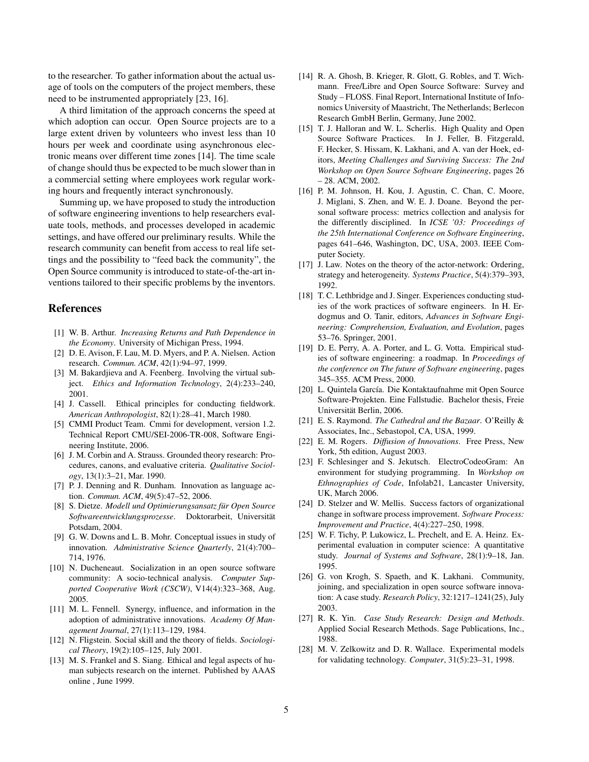to the researcher. To gather information about the actual usage of tools on the computers of the project members, these need to be instrumented appropriately [23, 16].

A third limitation of the approach concerns the speed at which adoption can occur. Open Source projects are to a large extent driven by volunteers who invest less than 10 hours per week and coordinate using asynchronous electronic means over different time zones [14]. The time scale of change should thus be expected to be much slower than in a commercial setting where employees work regular working hours and frequently interact synchronously.

Summing up, we have proposed to study the introduction of software engineering inventions to help researchers evaluate tools, methods, and processes developed in academic settings, and have offered our preliminary results. While the research community can benefit from access to real life settings and the possibility to "feed back the community", the Open Source community is introduced to state-of-the-art inventions tailored to their specific problems by the inventors.

## References

[1] W. B. Arthur. *Increasing Returns and Path Dependence in the Economy*. University of Michigan Press, 1994.

[2] D. E. Avison, F. Lau, M. D. Myers, and P. A. Nielsen. Action research. *Commun. ACM*, 42(1):94–97, 1999.

[3] M. Bakardjieva and A. Feenberg. Involving the virtual subject. *Ethics and Information Technology*, 2(4):233–240, 2001.

[4] J. Cassell. Ethical principles for conducting fieldwork. *American Anthropologist*, 82(1):28–41, March 1980.

[5] CMMI Product Team. Cmmi for development, version 1.2. Technical Report CMU/SEI-2006-TR-008, Software Engineering Institute, 2006.

[6] J. M. Corbin and A. Strauss. Grounded theory research: Procedures, canons, and evaluative criteria. *Qualitative Sociology*, 13(1):3–21, Mar. 1990.

[7] P. J. Denning and R. Dunham. Innovation as language action. *Commun. ACM*, 49(5):47–52, 2006.

[8] S. Dietze. *Modell und Optimierungsansatz für Open Source Softwareentwicklungsprozesse*. Doktorarbeit, Universität Potsdam, 2004.

[9] G. W. Downs and L. B. Mohr. Conceptual issues in study of innovation. *Administrative Science Quarterly*, 21(4):700–714, 1976.

[10] N. Ducheneaut. Socialization in an open source software community: A socio-technical analysis. *Computer Supported Cooperative Work (CSCW)*, V14(4):323–368, Aug. 2005.

[11] M. L. Fennell. Synergy, influence, and information in the adoption of administrative innovations. *Academy Of Management Journal*, 27(1):113–129, 1984.

[12] N. Fligstein. Social skill and the theory of fields. *Sociological Theory*, 19(2):105–125, July 2001.

[13] M. S. Frankel and S. Siang. Ethical and legal aspects of human subjects research on the internet. Published by AAAS online , June 1999.

[14] R. A. Ghosh, B. Krieger, R. Glott, G. Robles, and T. Wichmann. Free/Libre and Open Source Software: Survey and Study – FLOSS. Final Report, International Institute of Infonomics University of Maastricht, The Netherlands; Berlecon Research GmbH Berlin, Germany, June 2002.

[15] T. J. Halloran and W. L. Scherlis. High Quality and Open Source Software Practices. In J. Feller, B. Fitzgerald, F. Hecker, S. Hissam, K. Lakhani, and A. van der Hoek, editors, *Meeting Challenges and Surviving Success: The 2nd Workshop on Open Source Software Engineering*, pages 26 – 28. ACM, 2002.

[16] P. M. Johnson, H. Kou, J. Agustin, C. Chan, C. Moore, J. Miglani, S. Zhen, and W. E. J. Doane. Beyond the personal software process: metrics collection and analysis for the differently disciplined. In *ICSE '03: Proceedings of the 25th International Conference on Software Engineering*, pages 641–646, Washington, DC, USA, 2003. IEEE Computer Society.

[17] J. Law. Notes on the theory of the actor-network: Ordering, strategy and heterogeneity. *Systems Practice*, 5(4):379–393, 1992.

[18] T. C. Lethbridge and J. Singer. Experiences conducting studies of the work practices of software engineers. In H. Erdogmus and O. Tanir, editors, *Advances in Software Engineering: Comprehension, Evaluation, and Evolution*, pages 53–76. Springer, 2001.

[19] D. E. Perry, A. A. Porter, and L. G. Votta. Empirical studies of software engineering: a roadmap. In *Proceedings of the conference on The future of Software engineering*, pages 345–355. ACM Press, 2000.

[20] L. Quintela García. Die Kontaktaufnahme mit Open Source Software-Projekten. Eine Fallstudie. Bachelor thesis, Freie Universität Berlin, 2006.

[21] E. S. Raymond. *The Cathedral and the Bazaar*. O'Reilly & Associates, Inc., Sebastopol, CA, USA, 1999.

[22] E. M. Rogers. *Diffusion of Innovations*. Free Press, New York, 5th edition, August 2003.

[23] F. Schlesinger and S. Jekutsch. ElectroCodeoGram: An environment for studying programming. In *Workshop on Ethnographies of Code*, Infolab21, Lancaster University, UK, March 2006.

[24] D. Stelzer and W. Mellis. Success factors of organizational change in software process improvement. *Software Process: Improvement and Practice*, 4(4):227–250, 1998.

[25] W. F. Tichy, P. Lukowicz, L. Prechelt, and E. A. Heinz. Experimental evaluation in computer science: A quantitative study. *Journal of Systems and Software*, 28(1):9–18, Jan. 1995.

[26] G. von Krogh, S. Spaeth, and K. Lakhani. Community, joining, and specialization in open source software innovation: A case study. *Research Policy*, 32:1217–1241(25), July 2003.

[27] R. K. Yin. *Case Study Research: Design and Methods*. Applied Social Research Methods. Sage Publications, Inc., 1988.

[28] M. V. Zelkowitz and D. R. Wallace. Experimental models for validating technology. *Computer*, 31(5):23–31, 1998.